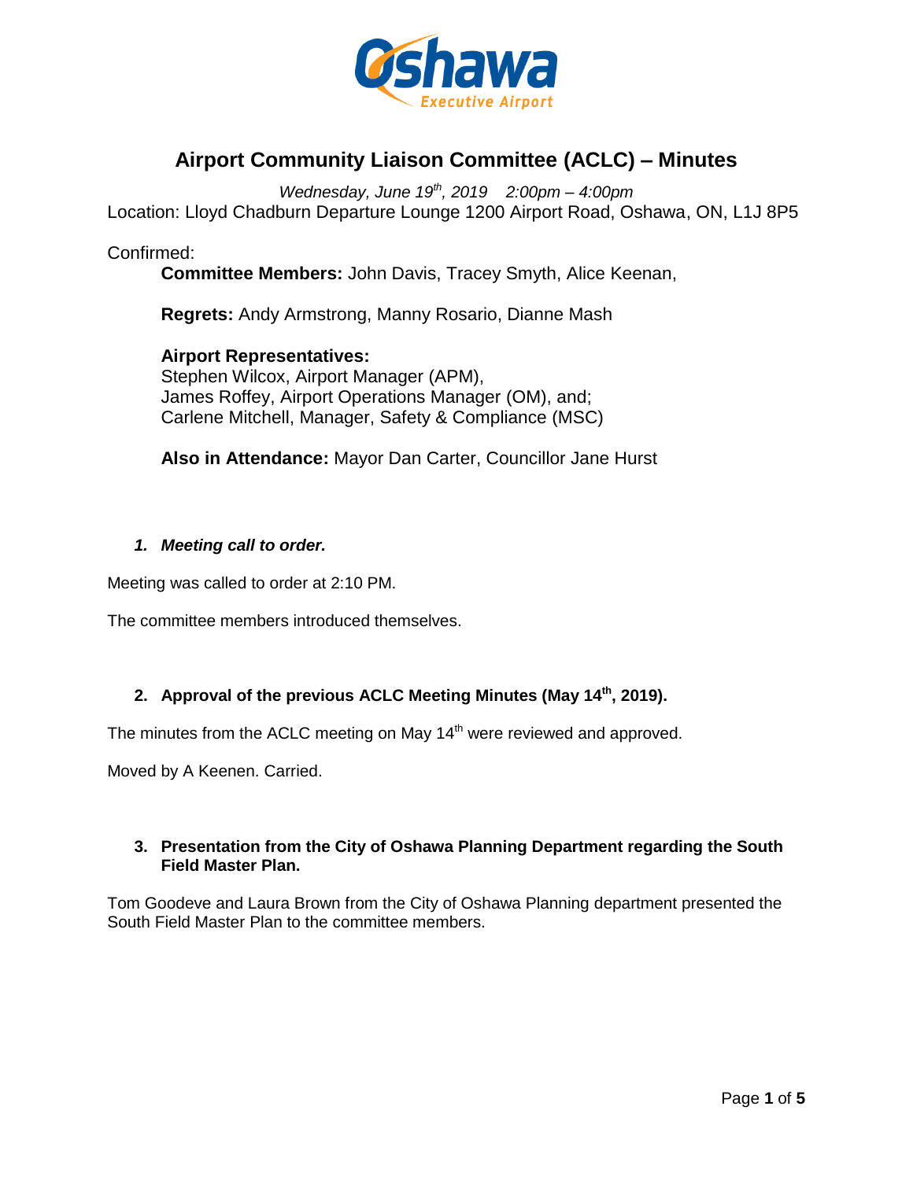# Airport Community Liaison Committee (ACLC) – Minutes

*Wednesday, June 19th, 2019 2:00pm – 4:00pm*

Location: Lloyd Chadburn Departure Lounge 1200 Airport Road, Oshawa, ON, L1J 8P5

Confirmed:

**Committee Members:** John Davis, Tracey Smyth, Alice Keenan,

**Regrets:** Andy Armstrong, Manny Rosario, Dianne Mash

**Airport Representatives:**
Stephen Wilcox, Airport Manager (APM),
James Roffey, Airport Operations Manager (OM), and;
Carlene Mitchell, Manager, Safety & Compliance (MSC)

**Also in Attendance:** Mayor Dan Carter, Councillor Jane Hurst

### *1. Meeting call to order.*

Meeting was called to order at 2:10 PM.

The committee members introduced themselves.

### 2. Approval of the previous ACLC Meeting Minutes (May 14th, 2019).

The minutes from the ACLC meeting on May 14th were reviewed and approved.

Moved by A Keenen. Carried.

### 3. Presentation from the City of Oshawa Planning Department regarding the South Field Master Plan.

Tom Goodeve and Laura Brown from the City of Oshawa Planning department presented the South Field Master Plan to the committee members.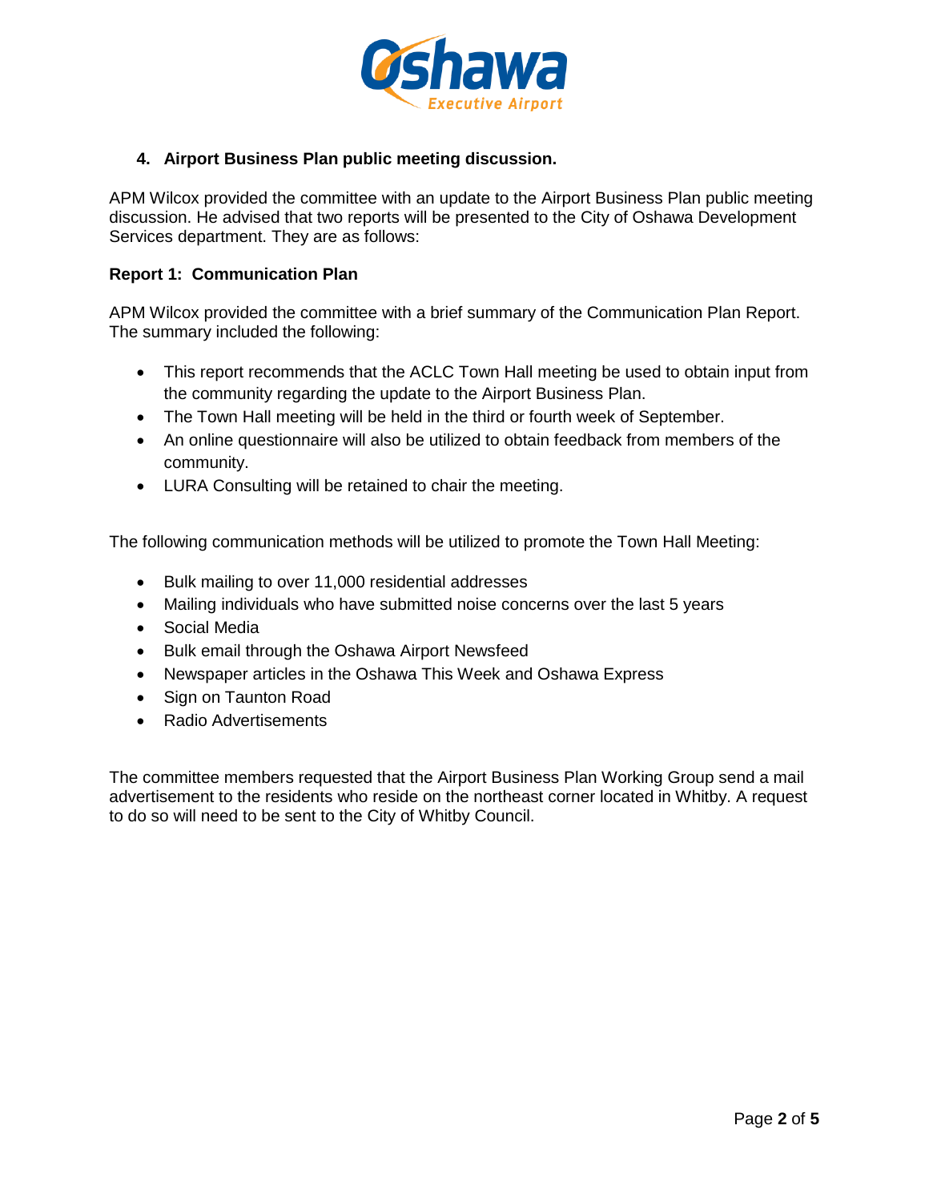### 4. Airport Business Plan public meeting discussion.

APM Wilcox provided the committee with an update to the Airport Business Plan public meeting discussion. He advised that two reports will be presented to the City of Oshawa Development Services department. They are as follows:

**Report 1: Communication Plan**

APM Wilcox provided the committee with a brief summary of the Communication Plan Report. The summary included the following:

- This report recommends that the ACLC Town Hall meeting be used to obtain input from the community regarding the update to the Airport Business Plan.
- The Town Hall meeting will be held in the third or fourth week of September.
- An online questionnaire will also be utilized to obtain feedback from members of the community.
- LURA Consulting will be retained to chair the meeting.

The following communication methods will be utilized to promote the Town Hall Meeting:

- Bulk mailing to over 11,000 residential addresses
- Mailing individuals who have submitted noise concerns over the last 5 years
- Social Media
- Bulk email through the Oshawa Airport Newsfeed
- Newspaper articles in the Oshawa This Week and Oshawa Express
- Sign on Taunton Road
- Radio Advertisements

The committee members requested that the Airport Business Plan Working Group send a mail advertisement to the residents who reside on the northeast corner located in Whitby. A request to do so will need to be sent to the City of Whitby Council.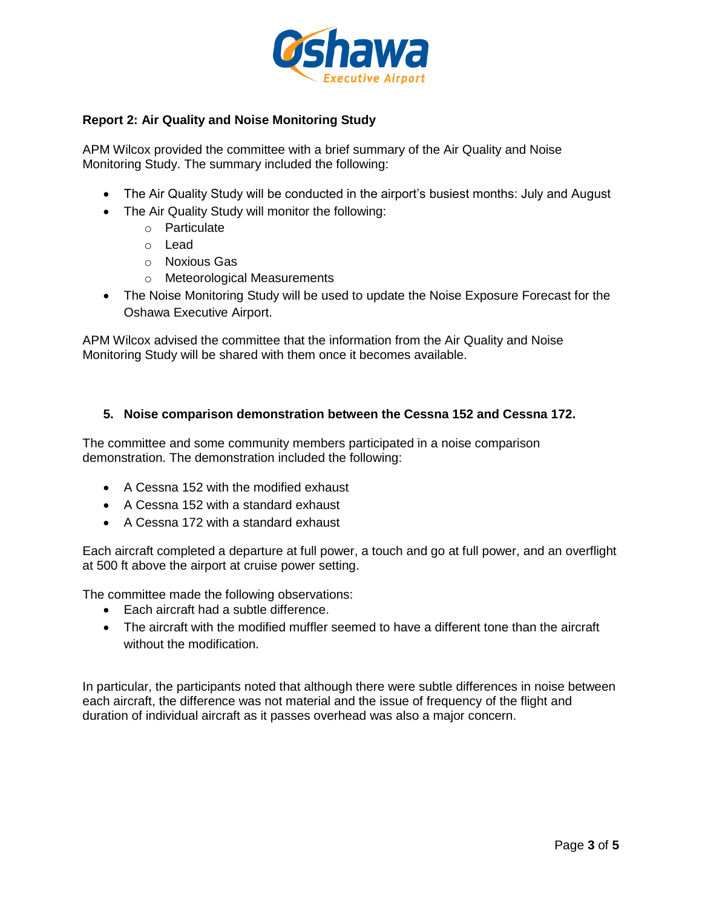**Report 2: Air Quality and Noise Monitoring Study**

APM Wilcox provided the committee with a brief summary of the Air Quality and Noise Monitoring Study. The summary included the following:

- The Air Quality Study will be conducted in the airport's busiest months: July and August
- The Air Quality Study will monitor the following:
  - Particulate
  - Lead
  - Noxious Gas
  - Meteorological Measurements
- The Noise Monitoring Study will be used to update the Noise Exposure Forecast for the Oshawa Executive Airport.

APM Wilcox advised the committee that the information from the Air Quality and Noise Monitoring Study will be shared with them once it becomes available.

**5. Noise comparison demonstration between the Cessna 152 and Cessna 172.**

The committee and some community members participated in a noise comparison demonstration. The demonstration included the following:

- A Cessna 152 with the modified exhaust
- A Cessna 152 with a standard exhaust
- A Cessna 172 with a standard exhaust

Each aircraft completed a departure at full power, a touch and go at full power, and an overflight at 500 ft above the airport at cruise power setting.

The committee made the following observations:

- Each aircraft had a subtle difference.
- The aircraft with the modified muffler seemed to have a different tone than the aircraft without the modification.

In particular, the participants noted that although there were subtle differences in noise between each aircraft, the difference was not material and the issue of frequency of the flight and duration of individual aircraft as it passes overhead was also a major concern.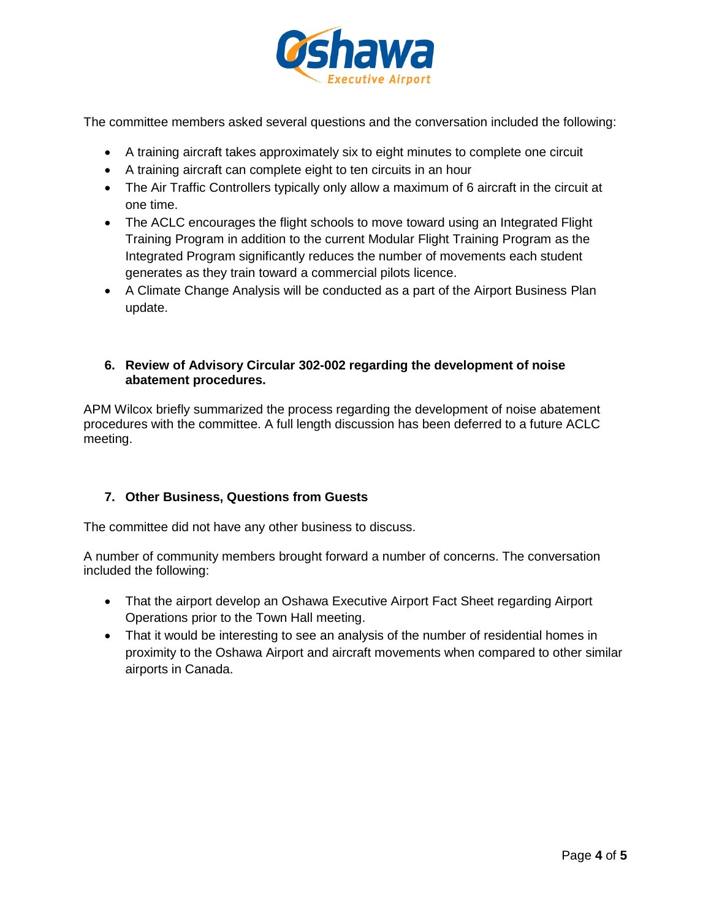The committee members asked several questions and the conversation included the following:

- A training aircraft takes approximately six to eight minutes to complete one circuit
- A training aircraft can complete eight to ten circuits in an hour
- The Air Traffic Controllers typically only allow a maximum of 6 aircraft in the circuit at one time.
- The ACLC encourages the flight schools to move toward using an Integrated Flight Training Program in addition to the current Modular Flight Training Program as the Integrated Program significantly reduces the number of movements each student generates as they train toward a commercial pilots licence.
- A Climate Change Analysis will be conducted as a part of the Airport Business Plan update.

### 6. Review of Advisory Circular 302-002 regarding the development of noise abatement procedures.

APM Wilcox briefly summarized the process regarding the development of noise abatement procedures with the committee. A full length discussion has been deferred to a future ACLC meeting.

### 7. Other Business, Questions from Guests

The committee did not have any other business to discuss.

A number of community members brought forward a number of concerns. The conversation included the following:

- That the airport develop an Oshawa Executive Airport Fact Sheet regarding Airport Operations prior to the Town Hall meeting.
- That it would be interesting to see an analysis of the number of residential homes in proximity to the Oshawa Airport and aircraft movements when compared to other similar airports in Canada.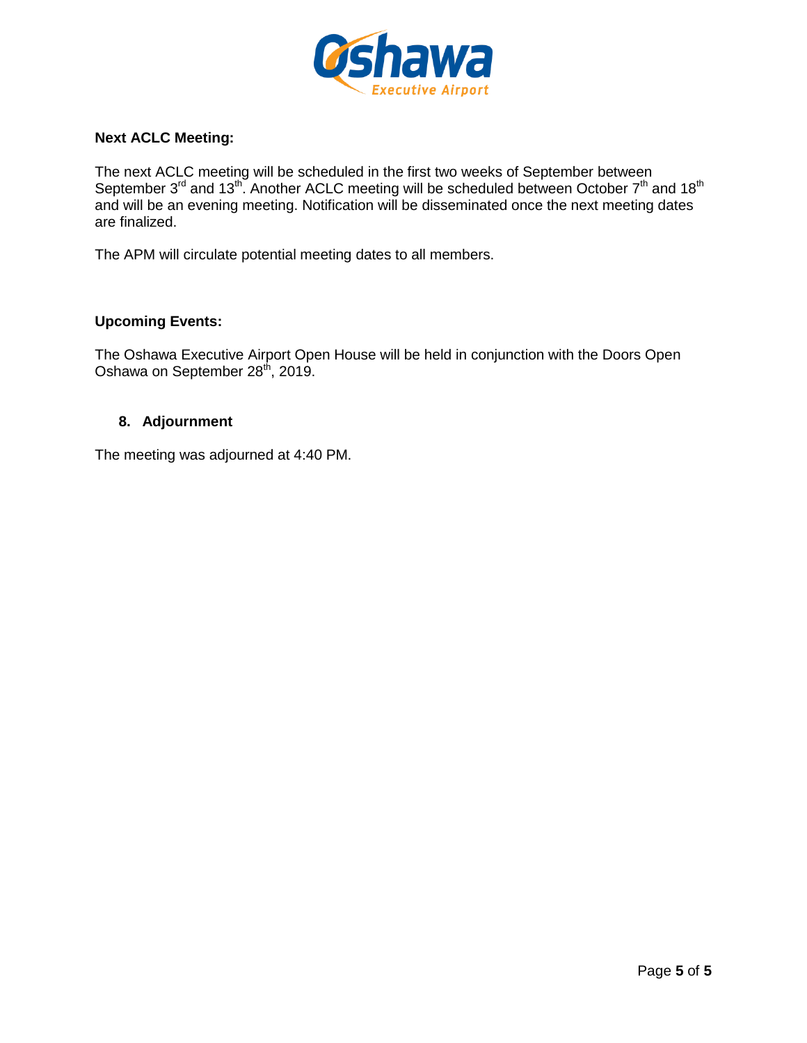**Next ACLC Meeting:**

The next ACLC meeting will be scheduled in the first two weeks of September between September 3rd and 13th. Another ACLC meeting will be scheduled between October 7th and 18th and will be an evening meeting. Notification will be disseminated once the next meeting dates are finalized.

The APM will circulate potential meeting dates to all members.

**Upcoming Events:**

The Oshawa Executive Airport Open House will be held in conjunction with the Doors Open Oshawa on September 28th, 2019.

## 8. Adjournment

The meeting was adjourned at 4:40 PM.